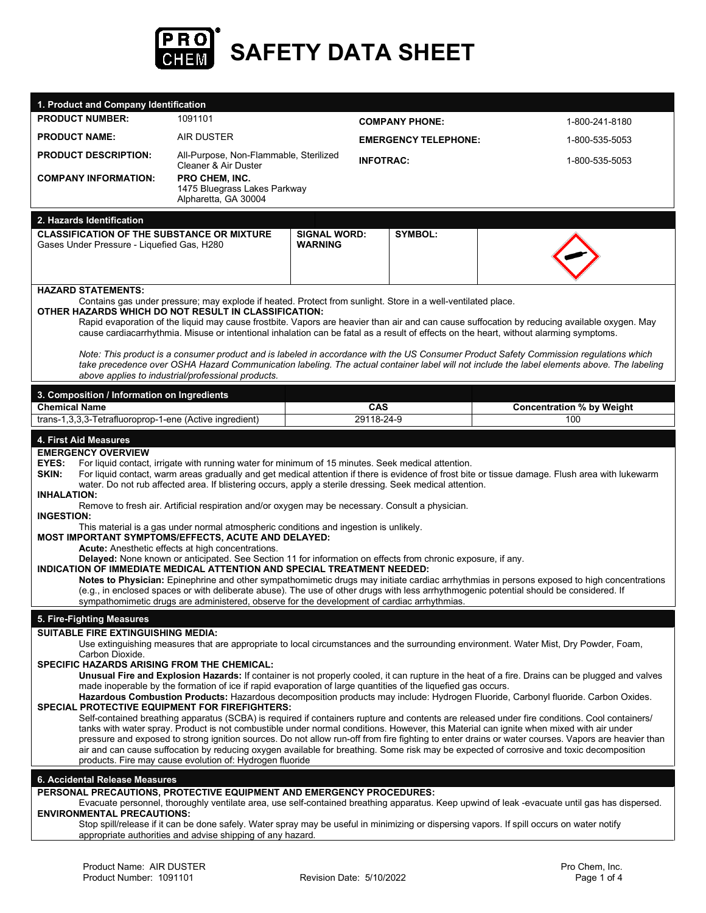# PRO CHEM SAFETY DATA SHEET

## 1. Product and Company Identification

| | | | |
|---|---|---|---|
| **PRODUCT NUMBER:** | 1091101 | **COMPANY PHONE:** | 1-800-241-8180 |
| **PRODUCT NAME:** | AIR DUSTER | **EMERGENCY TELEPHONE:** | 1-800-535-5053 |
| **PRODUCT DESCRIPTION:** | All-Purpose, Non-Flammable, Sterilized Cleaner & Air Duster | **INFOTRAC:** | 1-800-535-5053 |
| **COMPANY INFORMATION:** | **PRO CHEM, INC.** 1475 Bluegrass Lakes Parkway Alpharetta, GA 30004 | | |

## 2. Hazards Identification

| CLASSIFICATION OF THE SUBSTANCE OR MIXTURE | SIGNAL WORD: | SYMBOL: |
|---|---|---|
| Gases Under Pressure - Liquefied Gas, H280 | **WARNING** | |

**HAZARD STATEMENTS:**

Contains gas under pressure; may explode if heated. Protect from sunlight. Store in a well-ventilated place.

**OTHER HAZARDS WHICH DO NOT RESULT IN CLASSIFICATION:**

Rapid evaporation of the liquid may cause frostbite. Vapors are heavier than air and can cause suffocation by reducing available oxygen. May cause cardiacarrhythmia. Misuse or intentional inhalation can be fatal as a result of effects on the heart, without alarming symptoms.

*Note: This product is a consumer product and is labeled in accordance with the US Consumer Product Safety Commission regulations which take precedence over OSHA Hazard Communication labeling. The actual container label will not include the label elements above. The labeling above applies to industrial/professional products.*

## 3. Composition / Information on Ingredients

| Chemical Name | CAS | Concentration % by Weight |
|---|---|---|
| trans-1,3,3,3-Tetrafluoroprop-1-ene (Active ingredient) | 29118-24-9 | 100 |

## 4. First Aid Measures

**EMERGENCY OVERVIEW**

**EYES:** For liquid contact, irrigate with running water for minimum of 15 minutes. Seek medical attention.

**SKIN:** For liquid contact, warm areas gradually and get medical attention if there is evidence of frost bite or tissue damage. Flush area with lukewarm water. Do not rub affected area. If blistering occurs, apply a sterile dressing. Seek medical attention.

**INHALATION:**

Remove to fresh air. Artificial respiration and/or oxygen may be necessary. Consult a physician.

**INGESTION:**

This material is a gas under normal atmospheric conditions and ingestion is unlikely.

**MOST IMPORTANT SYMPTOMS/EFFECTS, ACUTE AND DELAYED:**

**Acute:** Anesthetic effects at high concentrations.

**Delayed:** None known or anticipated. See Section 11 for information on effects from chronic exposure, if any.

**INDICATION OF IMMEDIATE MEDICAL ATTENTION AND SPECIAL TREATMENT NEEDED:**

**Notes to Physician:** Epinephrine and other sympathomimetic drugs may initiate cardiac arrhythmias in persons exposed to high concentrations (e.g., in enclosed spaces or with deliberate abuse). The use of other drugs with less arrhythmogenic potential should be considered. If sympathomimetic drugs are administered, observe for the development of cardiac arrhythmias.

## 5. Fire-Fighting Measures

**SUITABLE FIRE EXTINGUISHING MEDIA:**

Use extinguishing measures that are appropriate to local circumstances and the surrounding environment. Water Mist, Dry Powder, Foam, Carbon Dioxide.

**SPECIFIC HAZARDS ARISING FROM THE CHEMICAL:**

**Unusual Fire and Explosion Hazards:** If container is not properly cooled, it can rupture in the heat of a fire. Drains can be plugged and valves made inoperable by the formation of ice if rapid evaporation of large quantities of the liquefied gas occurs.

**Hazardous Combustion Products:** Hazardous decomposition products may include: Hydrogen Fluoride, Carbonyl fluoride. Carbon Oxides.

**SPECIAL PROTECTIVE EQUIPMENT FOR FIREFIGHTERS:**

Self-contained breathing apparatus (SCBA) is required if containers rupture and contents are released under fire conditions. Cool containers/ tanks with water spray. Product is not combustible under normal conditions. However, this Material can ignite when mixed with air under pressure and exposed to strong ignition sources. Do not allow run-off from fire fighting to enter drains or water courses. Vapors are heavier than air and can cause suffocation by reducing oxygen available for breathing. Some risk may be expected of corrosive and toxic decomposition products. Fire may cause evolution of: Hydrogen fluoride

## 6. Accidental Release Measures

**PERSONAL PRECAUTIONS, PROTECTIVE EQUIPMENT AND EMERGENCY PROCEDURES:**

Evacuate personnel, thoroughly ventilate area, use self-contained breathing apparatus. Keep upwind of leak -evacuate until gas has dispersed.

**ENVIRONMENTAL PRECAUTIONS:**

Stop spill/release if it can be done safely. Water spray may be useful in minimizing or dispersing vapors. If spill occurs on water notify appropriate authorities and advise shipping of any hazard.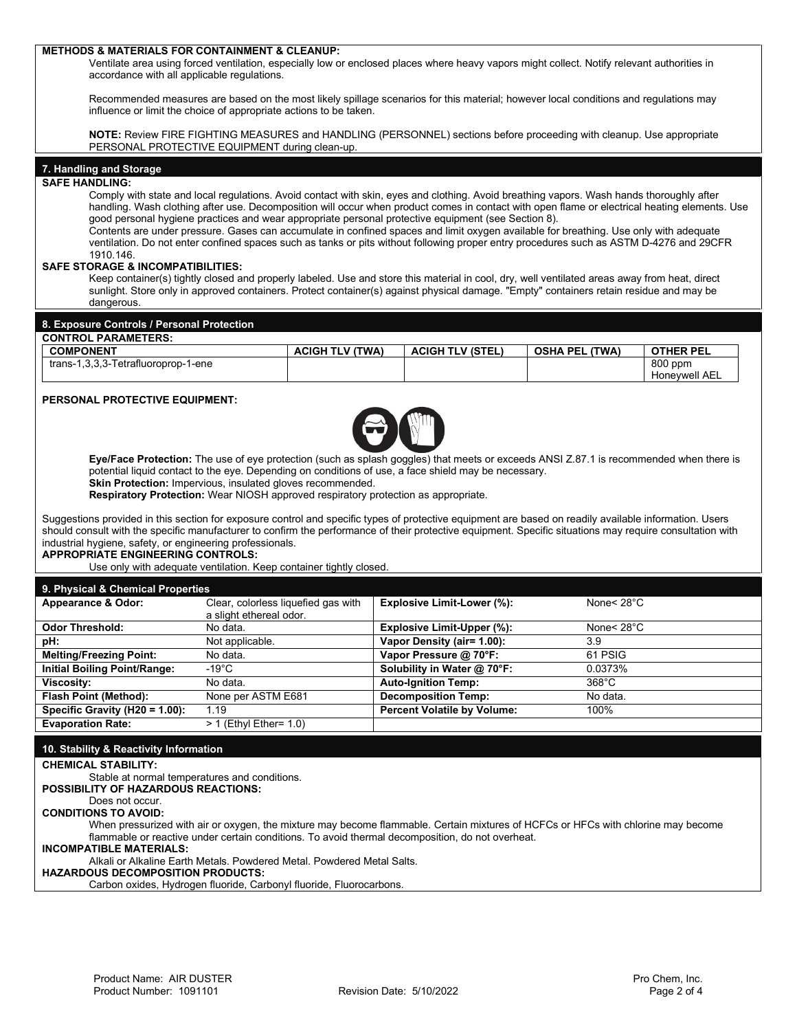**METHODS & MATERIALS FOR CONTAINMENT & CLEANUP:**

Ventilate area using forced ventilation, especially low or enclosed places where heavy vapors might collect. Notify relevant authorities in accordance with all applicable regulations.

Recommended measures are based on the most likely spillage scenarios for this material; however local conditions and regulations may influence or limit the choice of appropriate actions to be taken.

**NOTE:** Review FIRE FIGHTING MEASURES and HANDLING (PERSONNEL) sections before proceeding with cleanup. Use appropriate PERSONAL PROTECTIVE EQUIPMENT during clean-up.

## 7. Handling and Storage

**SAFE HANDLING:**

Comply with state and local regulations. Avoid contact with skin, eyes and clothing. Avoid breathing vapors. Wash hands thoroughly after handling. Wash clothing after use. Decomposition will occur when product comes in contact with open flame or electrical heating elements. Use good personal hygiene practices and wear appropriate personal protective equipment (see Section 8).

Contents are under pressure. Gases can accumulate in confined spaces and limit oxygen available for breathing. Use only with adequate ventilation. Do not enter confined spaces such as tanks or pits without following proper entry procedures such as ASTM D-4276 and 29CFR 1910.146.

**SAFE STORAGE & INCOMPATIBILITIES:**

Keep container(s) tightly closed and properly labeled. Use and store this material in cool, dry, well ventilated areas away from heat, direct sunlight. Store only in approved containers. Protect container(s) against physical damage. "Empty" containers retain residue and may be dangerous.

## 8. Exposure Controls / Personal Protection

**CONTROL PARAMETERS:**

| COMPONENT | ACIGH TLV (TWA) | ACIGH TLV (STEL) | OSHA PEL (TWA) | OTHER PEL |
|---|---|---|---|---|
| trans-1,3,3,3-Tetrafluoroprop-1-ene | | | | 800 ppm Honeywell AEL |

**PERSONAL PROTECTIVE EQUIPMENT:**

**Eye/Face Protection:** The use of eye protection (such as splash goggles) that meets or exceeds ANSI Z.87.1 is recommended when there is potential liquid contact to the eye. Depending on conditions of use, a face shield may be necessary.

**Skin Protection:** Impervious, insulated gloves recommended.

**Respiratory Protection:** Wear NIOSH approved respiratory protection as appropriate.

Suggestions provided in this section for exposure control and specific types of protective equipment are based on readily available information. Users should consult with the specific manufacturer to confirm the performance of their protective equipment. Specific situations may require consultation with industrial hygiene, safety, or engineering professionals.

**APPROPRIATE ENGINEERING CONTROLS:**

Use only with adequate ventilation. Keep container tightly closed.

## 9. Physical & Chemical Properties

| | | | |
|---|---|---|---|
| **Appearance & Odor:** | Clear, colorless liquefied gas with a slight ethereal odor. | **Explosive Limit-Lower (%):** | None< 28°C |
| **Odor Threshold:** | No data. | **Explosive Limit-Upper (%):** | None< 28°C |
| **pH:** | Not applicable. | **Vapor Density (air= 1.00):** | 3.9 |
| **Melting/Freezing Point:** | No data. | **Vapor Pressure @ 70°F:** | 61 PSIG |
| **Initial Boiling Point/Range:** | -19°C | **Solubility in Water @ 70°F:** | 0.0373% |
| **Viscosity:** | No data. | **Auto-Ignition Temp:** | 368°C |
| **Flash Point (Method):** | None per ASTM E681 | **Decomposition Temp:** | No data. |
| **Specific Gravity (H20 = 1.00):** | 1.19 | **Percent Volatile by Volume:** | 100% |
| **Evaporation Rate:** | > 1 (Ethyl Ether= 1.0) | | |

## 10. Stability & Reactivity Information

**CHEMICAL STABILITY:**

Stable at normal temperatures and conditions.

**POSSIBILITY OF HAZARDOUS REACTIONS:**

Does not occur.

**CONDITIONS TO AVOID:**

When pressurized with air or oxygen, the mixture may become flammable. Certain mixtures of HCFCs or HFCs with chlorine may become flammable or reactive under certain conditions. To avoid thermal decomposition, do not overheat.

**INCOMPATIBLE MATERIALS:**

Alkali or Alkaline Earth Metals. Powdered Metal. Powdered Metal Salts.

**HAZARDOUS DECOMPOSITION PRODUCTS:**

Carbon oxides, Hydrogen fluoride, Carbonyl fluoride, Fluorocarbons.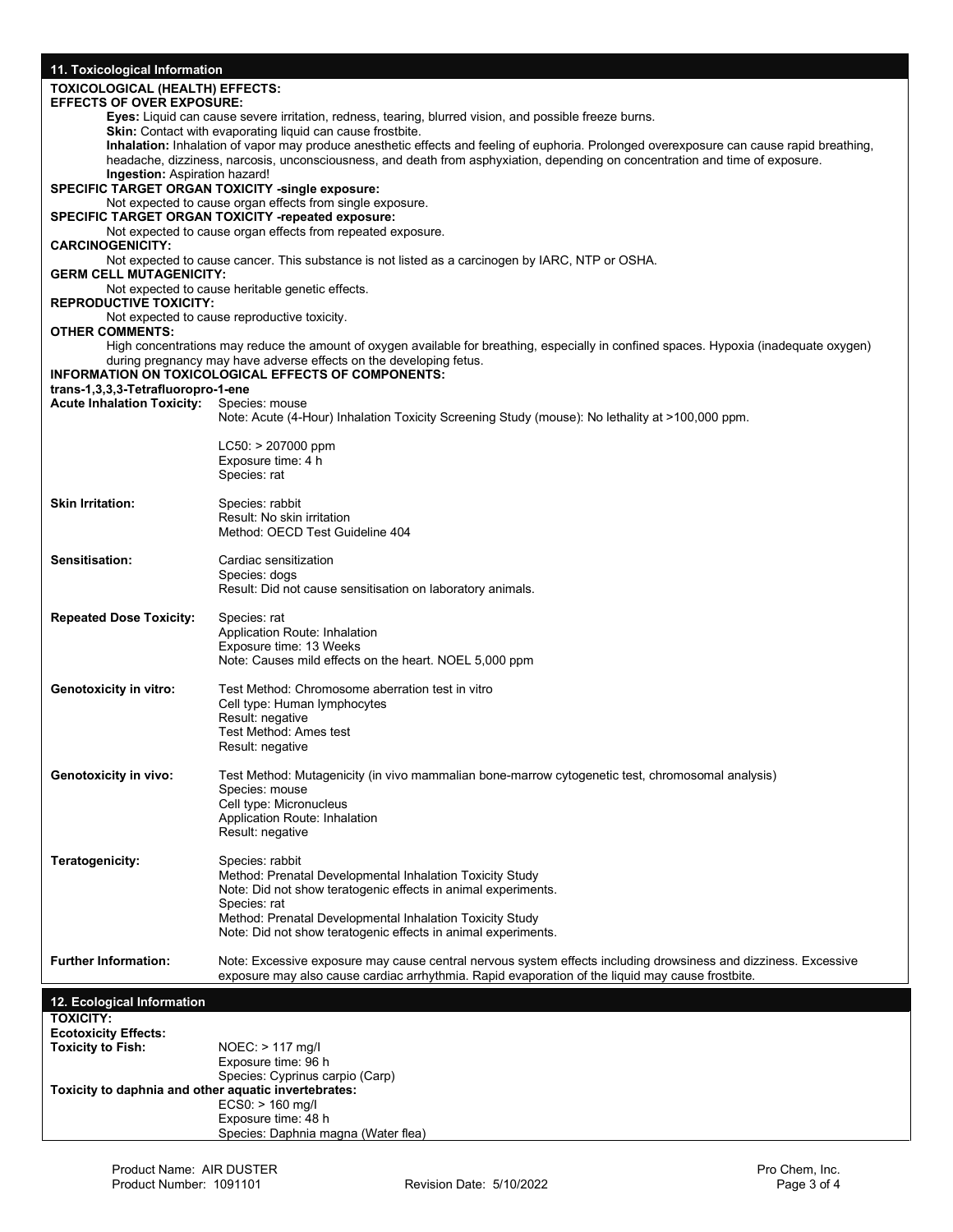## 11. Toxicological Information

**TOXICOLOGICAL (HEALTH) EFFECTS:**

**EFFECTS OF OVER EXPOSURE:**

**Eyes:** Liquid can cause severe irritation, redness, tearing, blurred vision, and possible freeze burns.

**Skin:** Contact with evaporating liquid can cause frostbite.

**Inhalation:** Inhalation of vapor may produce anesthetic effects and feeling of euphoria. Prolonged overexposure can cause rapid breathing, headache, dizziness, narcosis, unconsciousness, and death from asphyxiation, depending on concentration and time of exposure.

**Ingestion:** Aspiration hazard!

**SPECIFIC TARGET ORGAN TOXICITY -single exposure:**

Not expected to cause organ effects from single exposure.

**SPECIFIC TARGET ORGAN TOXICITY -repeated exposure:**

Not expected to cause organ effects from repeated exposure.

**CARCINOGENICITY:**

Not expected to cause cancer. This substance is not listed as a carcinogen by IARC, NTP or OSHA.

**GERM CELL MUTAGENICITY:**

Not expected to cause heritable genetic effects.

**REPRODUCTIVE TOXICITY:**

Not expected to cause reproductive toxicity.

**OTHER COMMENTS:**

High concentrations may reduce the amount of oxygen available for breathing, especially in confined spaces. Hypoxia (inadequate oxygen) during pregnancy may have adverse effects on the developing fetus.

**INFORMATION ON TOXICOLOGICAL EFFECTS OF COMPONENTS:**

**trans-1,3,3,3-Tetrafluoropro-1-ene**

**Acute Inhalation Toxicity:**
Species: mouse
Note: Acute (4-Hour) Inhalation Toxicity Screening Study (mouse): No lethality at >100,000 ppm.

LC50: > 207000 ppm
Exposure time: 4 h
Species: rat

**Skin Irritation:**
Species: rabbit
Result: No skin irritation
Method: OECD Test Guideline 404

**Sensitisation:**
Cardiac sensitization
Species: dogs
Result: Did not cause sensitisation on laboratory animals.

**Repeated Dose Toxicity:**
Species: rat
Application Route: Inhalation
Exposure time: 13 Weeks
Note: Causes mild effects on the heart. NOEL 5,000 ppm

**Genotoxicity in vitro:**
Test Method: Chromosome aberration test in vitro
Cell type: Human lymphocytes
Result: negative
Test Method: Ames test
Result: negative

**Genotoxicity in vivo:**
Test Method: Mutagenicity (in vivo mammalian bone-marrow cytogenetic test, chromosomal analysis)
Species: mouse
Cell type: Micronucleus
Application Route: Inhalation
Result: negative

**Teratogenicity:**
Species: rabbit
Method: Prenatal Developmental Inhalation Toxicity Study
Note: Did not show teratogenic effects in animal experiments.
Species: rat
Method: Prenatal Developmental Inhalation Toxicity Study
Note: Did not show teratogenic effects in animal experiments.

**Further Information:**
Note: Excessive exposure may cause central nervous system effects including drowsiness and dizziness. Excessive exposure may also cause cardiac arrhythmia. Rapid evaporation of the liquid may cause frostbite.

## 12. Ecological Information

**TOXICITY:**

**Ecotoxicity Effects:**

**Toxicity to Fish:**
NOEC: > 117 mg/l
Exposure time: 96 h
Species: Cyprinus carpio (Carp)

**Toxicity to daphnia and other aquatic invertebrates:**
EC50: > 160 mg/l
Exposure time: 48 h
Species: Daphnia magna (Water flea)

Product Name: AIR DUSTER
Product Number: 1091101
Revision Date: 5/10/2022
Pro Chem, Inc.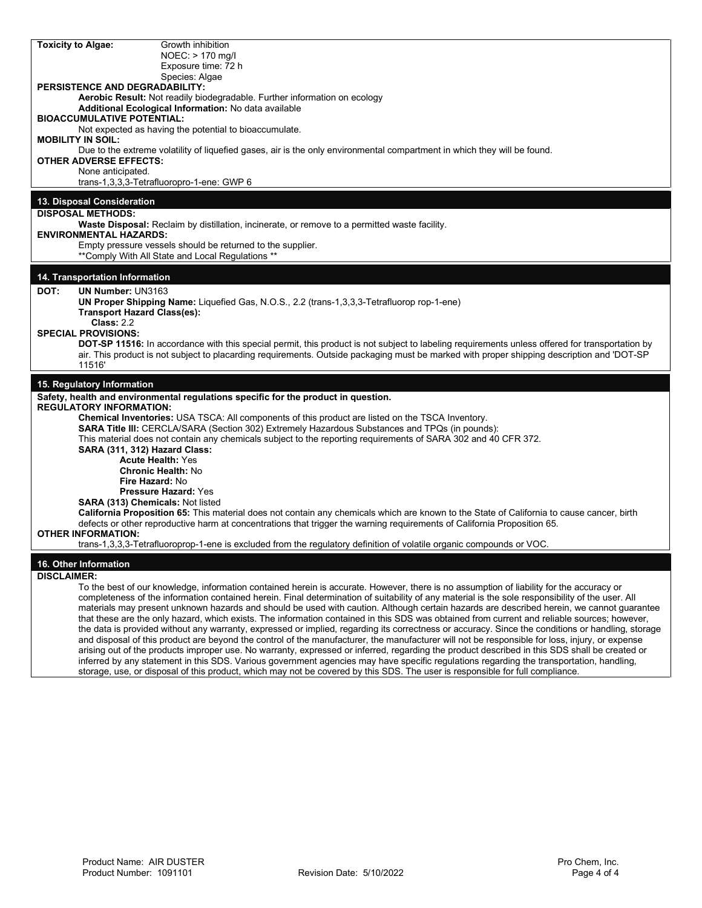**Toxicity to Algae:** Growth inhibition
NOEC: > 170 mg/l
Exposure time: 72 h
Species: Algae

**PERSISTENCE AND DEGRADABILITY:**

**Aerobic Result:** Not readily biodegradable. Further information on ecology

**Additional Ecological Information:** No data available

**BIOACCUMULATIVE POTENTIAL:**

Not expected as having the potential to bioaccumulate.

**MOBILITY IN SOIL:**

Due to the extreme volatility of liquefied gases, air is the only environmental compartment in which they will be found.

**OTHER ADVERSE EFFECTS:**

None anticipated.
trans-1,3,3,3-Tetrafluoropro-1-ene: GWP 6

## 13. Disposal Consideration

**DISPOSAL METHODS:**

**Waste Disposal:** Reclaim by distillation, incinerate, or remove to a permitted waste facility.

**ENVIRONMENTAL HAZARDS:**

Empty pressure vessels should be returned to the supplier.
**Comply With All State and Local Regulations **

## 14. Transportation Information

**DOT:** **UN Number:** UN3163

**UN Proper Shipping Name:** Liquefied Gas, N.O.S., 2.2 (trans-1,3,3,3-Tetrafluorop rop-1-ene)

**Transport Hazard Class(es):**

**Class:** 2.2

**SPECIAL PROVISIONS:**

**DOT-SP 11516:** In accordance with this special permit, this product is not subject to labeling requirements unless offered for transportation by air. This product is not subject to placarding requirements. Outside packaging must be marked with proper shipping description and 'DOT-SP 11516'

## 15. Regulatory Information

**Safety, health and environmental regulations specific for the product in question.**

**REGULATORY INFORMATION:**

**Chemical Inventories:** USA TSCA: All components of this product are listed on the TSCA Inventory.

**SARA Title III:** CERCLA/SARA (Section 302) Extremely Hazardous Substances and TPQs (in pounds):
This material does not contain any chemicals subject to the reporting requirements of SARA 302 and 40 CFR 372.

**SARA (311, 312) Hazard Class:**

- **Acute Health:** Yes
- **Chronic Health:** No
- **Fire Hazard:** No
- **Pressure Hazard:** Yes

**SARA (313) Chemicals:** Not listed

**California Proposition 65:** This material does not contain any chemicals which are known to the State of California to cause cancer, birth defects or other reproductive harm at concentrations that trigger the warning requirements of California Proposition 65.

**OTHER INFORMATION:**

trans-1,3,3,3-Tetrafluoroprop-1-ene is excluded from the regulatory definition of volatile organic compounds or VOC.

## 16. Other Information

**DISCLAIMER:**

To the best of our knowledge, information contained herein is accurate. However, there is no assumption of liability for the accuracy or completeness of the information contained herein. Final determination of suitability of any material is the sole responsibility of the user. All materials may present unknown hazards and should be used with caution. Although certain hazards are described herein, we cannot guarantee that these are the only hazard, which exists. The information contained in this SDS was obtained from current and reliable sources; however, the data is provided without any warranty, expressed or implied, regarding its correctness or accuracy. Since the conditions or handling, storage and disposal of this product are beyond the control of the manufacturer, the manufacturer will not be responsible for loss, injury, or expense arising out of the products improper use. No warranty, expressed or inferred, regarding the product described in this SDS shall be created or inferred by any statement in this SDS. Various government agencies may have specific regulations regarding the transportation, handling, storage, use, or disposal of this product, which may not be covered by this SDS. The user is responsible for full compliance.